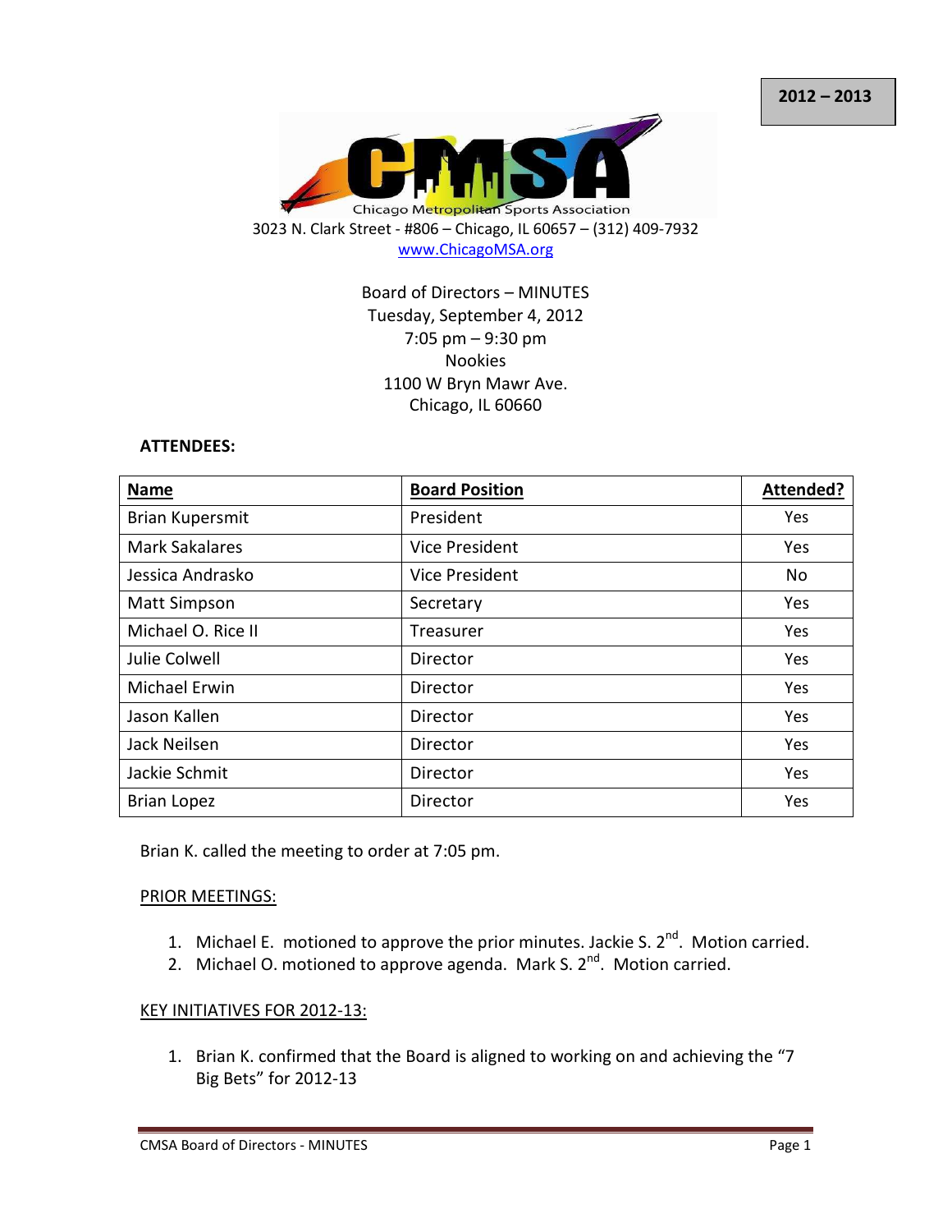2012 – 2013

Chicago Metropolitan Sports Association

3023 N. Clark Street - #806 – Chicago, IL 60657 – (312) 409-7932
www.ChicagoMSA.org

Board of Directors – MINUTES
Tuesday, September 4, 2012
7:05 pm – 9:30 pm
Nookies
1100 W Bryn Mawr Ave.
Chicago, IL 60660

**ATTENDEES:**

| Name | Board Position | Attended? |
| --- | --- | --- |
| Brian Kupersmit | President | Yes |
| Mark Sakalares | Vice President | Yes |
| Jessica Andrasko | Vice President | No |
| Matt Simpson | Secretary | Yes |
| Michael O. Rice II | Treasurer | Yes |
| Julie Colwell | Director | Yes |
| Michael Erwin | Director | Yes |
| Jason Kallen | Director | Yes |
| Jack Neilsen | Director | Yes |
| Jackie Schmit | Director | Yes |
| Brian Lopez | Director | Yes |

Brian K. called the meeting to order at 7:05 pm.

PRIOR MEETINGS:

1. Michael E. motioned to approve the prior minutes. Jackie S. 2nd. Motion carried.
2. Michael O. motioned to approve agenda. Mark S. 2nd. Motion carried.

KEY INITIATIVES FOR 2012-13:

1. Brian K. confirmed that the Board is aligned to working on and achieving the "7 Big Bets" for 2012-13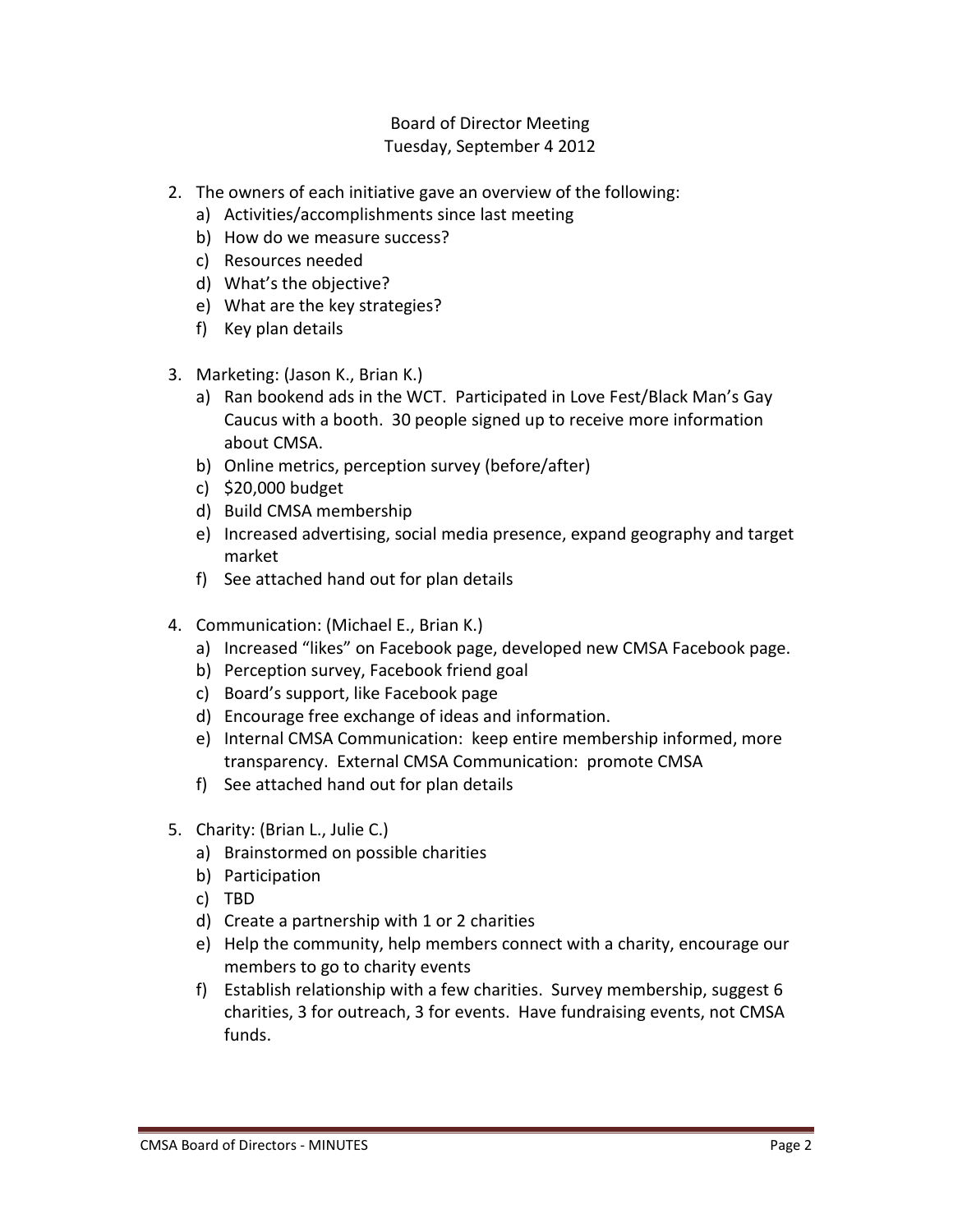Board of Director Meeting
Tuesday, September 4 2012

2. The owners of each initiative gave an overview of the following:
   a) Activities/accomplishments since last meeting
   b) How do we measure success?
   c) Resources needed
   d) What's the objective?
   e) What are the key strategies?
   f) Key plan details

3. Marketing: (Jason K., Brian K.)
   a) Ran bookend ads in the WCT. Participated in Love Fest/Black Man's Gay Caucus with a booth. 30 people signed up to receive more information about CMSA.
   b) Online metrics, perception survey (before/after)
   c) $20,000 budget
   d) Build CMSA membership
   e) Increased advertising, social media presence, expand geography and target market
   f) See attached hand out for plan details

4. Communication: (Michael E., Brian K.)
   a) Increased "likes" on Facebook page, developed new CMSA Facebook page.
   b) Perception survey, Facebook friend goal
   c) Board's support, like Facebook page
   d) Encourage free exchange of ideas and information.
   e) Internal CMSA Communication: keep entire membership informed, more transparency. External CMSA Communication: promote CMSA
   f) See attached hand out for plan details

5. Charity: (Brian L., Julie C.)
   a) Brainstormed on possible charities
   b) Participation
   c) TBD
   d) Create a partnership with 1 or 2 charities
   e) Help the community, help members connect with a charity, encourage our members to go to charity events
   f) Establish relationship with a few charities. Survey membership, suggest 6 charities, 3 for outreach, 3 for events. Have fundraising events, not CMSA funds.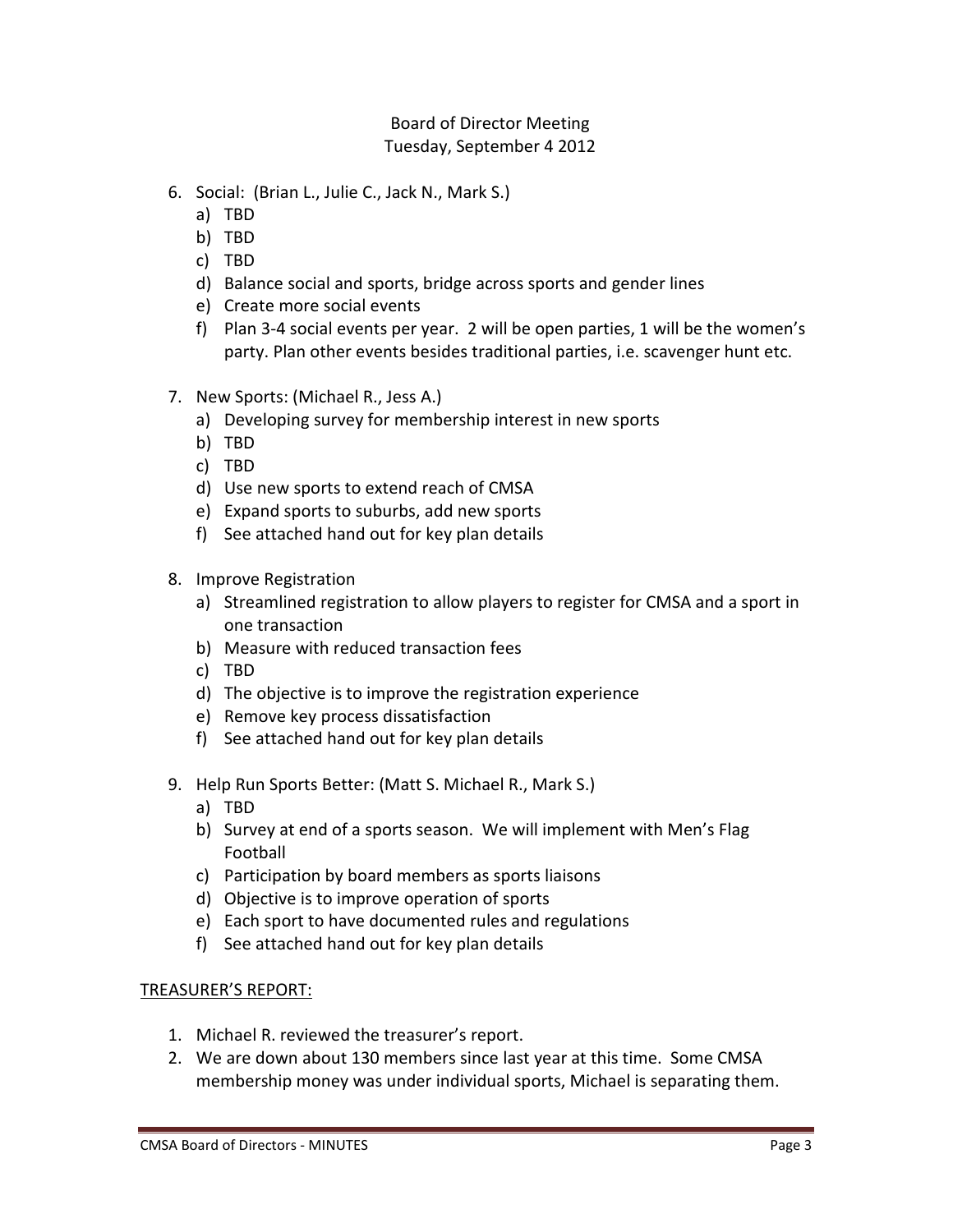Board of Director Meeting
Tuesday, September 4 2012

6. Social: (Brian L., Julie C., Jack N., Mark S.)
   a) TBD
   b) TBD
   c) TBD
   d) Balance social and sports, bridge across sports and gender lines
   e) Create more social events
   f) Plan 3-4 social events per year. 2 will be open parties, 1 will be the women's party. Plan other events besides traditional parties, i.e. scavenger hunt etc.

7. New Sports: (Michael R., Jess A.)
   a) Developing survey for membership interest in new sports
   b) TBD
   c) TBD
   d) Use new sports to extend reach of CMSA
   e) Expand sports to suburbs, add new sports
   f) See attached hand out for key plan details

8. Improve Registration
   a) Streamlined registration to allow players to register for CMSA and a sport in one transaction
   b) Measure with reduced transaction fees
   c) TBD
   d) The objective is to improve the registration experience
   e) Remove key process dissatisfaction
   f) See attached hand out for key plan details

9. Help Run Sports Better: (Matt S. Michael R., Mark S.)
   a) TBD
   b) Survey at end of a sports season. We will implement with Men's Flag Football
   c) Participation by board members as sports liaisons
   d) Objective is to improve operation of sports
   e) Each sport to have documented rules and regulations
   f) See attached hand out for key plan details

<u>TREASURER'S REPORT:</u>

1. Michael R. reviewed the treasurer's report.
2. We are down about 130 members since last year at this time. Some CMSA membership money was under individual sports, Michael is separating them.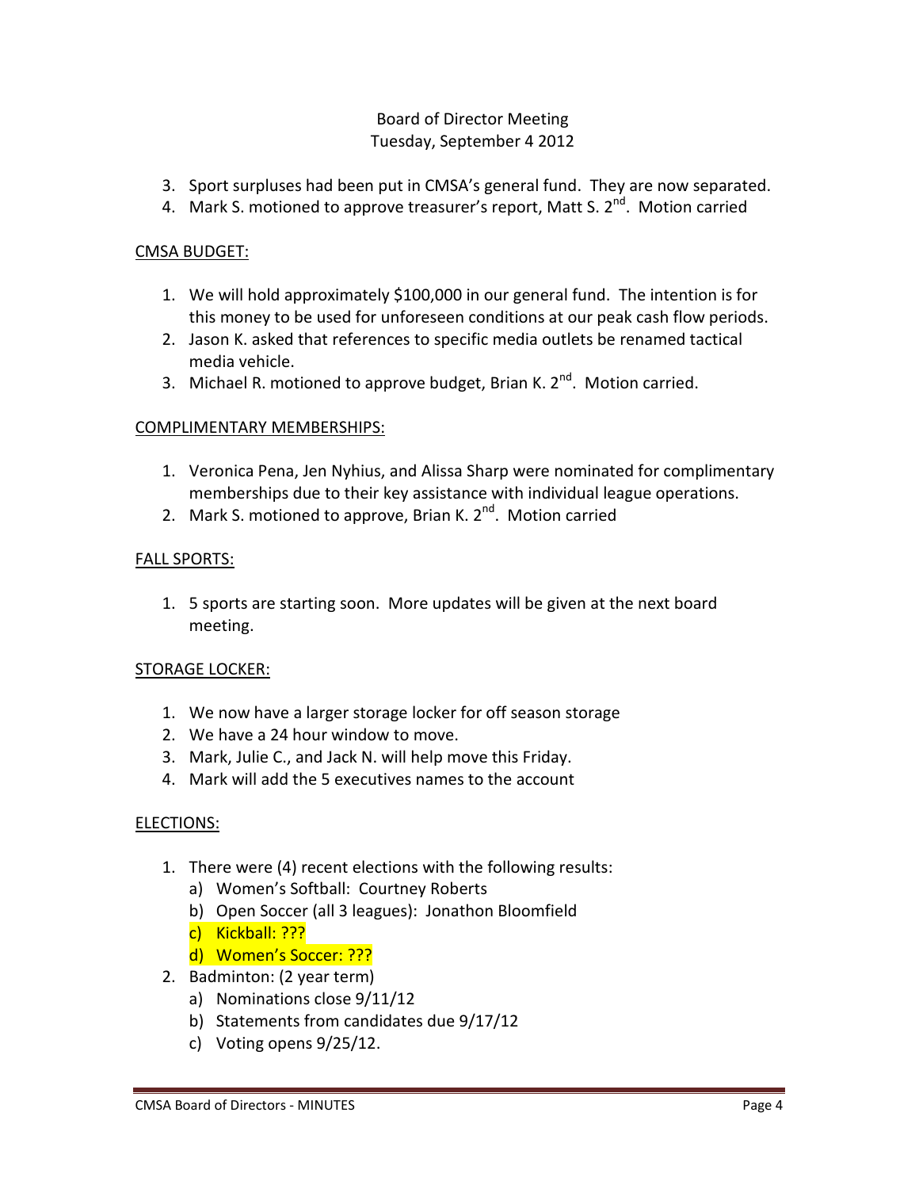Board of Director Meeting
Tuesday, September 4 2012

3. Sport surpluses had been put in CMSA's general fund. They are now separated.
4. Mark S. motioned to approve treasurer's report, Matt S. 2nd. Motion carried

CMSA BUDGET:

1. We will hold approximately $100,000 in our general fund. The intention is for this money to be used for unforeseen conditions at our peak cash flow periods.
2. Jason K. asked that references to specific media outlets be renamed tactical media vehicle.
3. Michael R. motioned to approve budget, Brian K. 2nd. Motion carried.

COMPLIMENTARY MEMBERSHIPS:

1. Veronica Pena, Jen Nyhius, and Alissa Sharp were nominated for complimentary memberships due to their key assistance with individual league operations.
2. Mark S. motioned to approve, Brian K. 2nd. Motion carried

FALL SPORTS:

1. 5 sports are starting soon. More updates will be given at the next board meeting.

STORAGE LOCKER:

1. We now have a larger storage locker for off season storage
2. We have a 24 hour window to move.
3. Mark, Julie C., and Jack N. will help move this Friday.
4. Mark will add the 5 executives names to the account

ELECTIONS:

1. There were (4) recent elections with the following results:
   a) Women's Softball: Courtney Roberts
   b) Open Soccer (all 3 leagues): Jonathon Bloomfield
   c) Kickball: ???
   d) Women's Soccer: ???
2. Badminton: (2 year term)
   a) Nominations close 9/11/12
   b) Statements from candidates due 9/17/12
   c) Voting opens 9/25/12.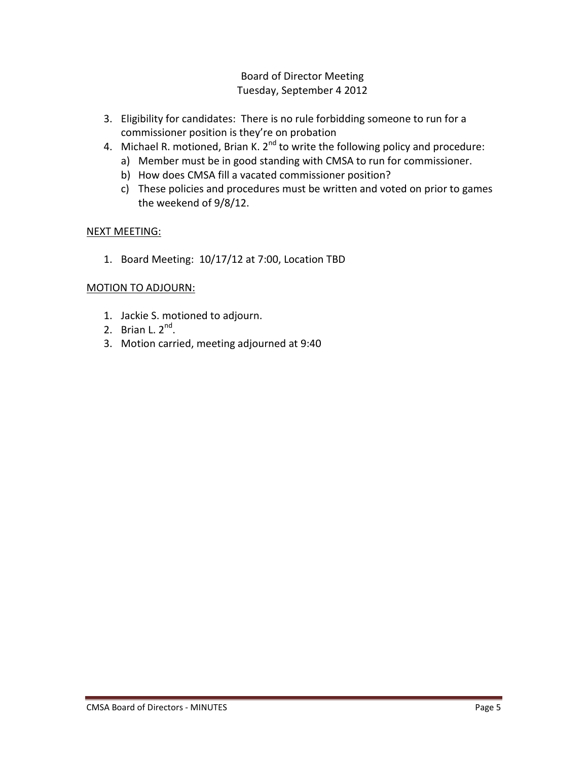Board of Director Meeting
Tuesday, September 4 2012

3. Eligibility for candidates: There is no rule forbidding someone to run for a commissioner position is they're on probation
4. Michael R. motioned, Brian K. 2nd to write the following policy and procedure:
   a) Member must be in good standing with CMSA to run for commissioner.
   b) How does CMSA fill a vacated commissioner position?
   c) These policies and procedures must be written and voted on prior to games the weekend of 9/8/12.

NEXT MEETING:

1. Board Meeting: 10/17/12 at 7:00, Location TBD

MOTION TO ADJOURN:

1. Jackie S. motioned to adjourn.
2. Brian L. 2nd.
3. Motion carried, meeting adjourned at 9:40